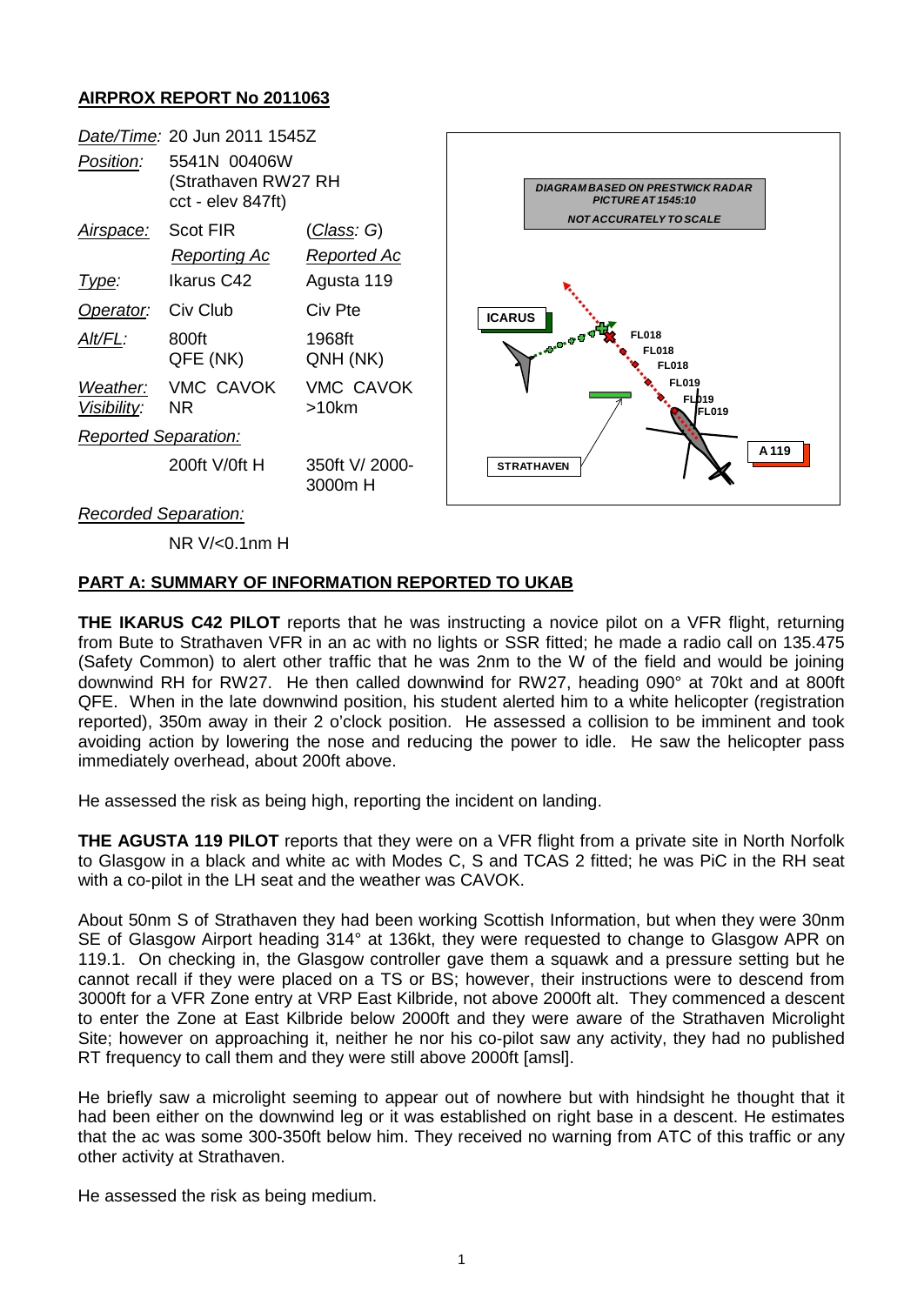# AIRPROX REPORT No 2011063

| | | |
|---|---|---|
| *Date/Time:* | 20 Jun 2011 1545Z | |
| *Position:* | 5541N 00406W (Strathaven RW27 RH cct - elev 847ft) | |
| *Airspace:* | Scot FIR | (*Class*: G) |
| | *Reporting Ac* | *Reported Ac* |
| *Type:* | Ikarus C42 | Agusta 119 |
| *Operator:* | Civ Club | Civ Pte |
| *Alt/FL:* | 800ft QFE (NK) | 1968ft QNH (NK) |
| *Weather:* *Visibility:* | VMC CAVOK NR | VMC CAVOK >10km |
| *Reported Separation:* | | |
| | 200ft V/0ft H | 350ft V/ 2000-3000m H |
| *Recorded Separation:* | | |
| | NR V/<0.1nm H | |

DIAGRAM BASED ON PRESTWICK RADAR PICTURE AT 1545:10

NOT ACCURATELY TO SCALE

ICARUS, STRATHAVEN, A 119, FL018, FL018, FL018, FL019, FL019, FL019

## PART A: SUMMARY OF INFORMATION REPORTED TO UKAB

**THE IKARUS C42 PILOT** reports that he was instructing a novice pilot on a VFR flight, returning from Bute to Strathaven VFR in an ac with no lights or SSR fitted; he made a radio call on 135.475 (Safety Common) to alert other traffic that he was 2nm to the W of the field and would be joining downwind RH for RW27. He then called downwind for RW27, heading 090° at 70kt and at 800ft QFE. When in the late downwind position, his student alerted him to a white helicopter (registration reported), 350m away in their 2 o'clock position. He assessed a collision to be imminent and took avoiding action by lowering the nose and reducing the power to idle. He saw the helicopter pass immediately overhead, about 200ft above.

He assessed the risk as being high, reporting the incident on landing.

**THE AGUSTA 119 PILOT** reports that they were on a VFR flight from a private site in North Norfolk to Glasgow in a black and white ac with Modes C, S and TCAS 2 fitted; he was PiC in the RH seat with a co-pilot in the LH seat and the weather was CAVOK.

About 50nm S of Strathaven they had been working Scottish Information, but when they were 30nm SE of Glasgow Airport heading 314° at 136kt, they were requested to change to Glasgow APR on 119.1. On checking in, the Glasgow controller gave them a squawk and a pressure setting but he cannot recall if they were placed on a TS or BS; however, their instructions were to descend from 3000ft for a VFR Zone entry at VRP East Kilbride, not above 2000ft alt. They commenced a descent to enter the Zone at East Kilbride below 2000ft and they were aware of the Strathaven Microlight Site; however on approaching it, neither he nor his co-pilot saw any activity, they had no published RT frequency to call them and they were still above 2000ft [amsl].

He briefly saw a microlight seeming to appear out of nowhere but with hindsight he thought that it had been either on the downwind leg or it was established on right base in a descent. He estimates that the ac was some 300-350ft below him. They received no warning from ATC of this traffic or any other activity at Strathaven.

He assessed the risk as being medium.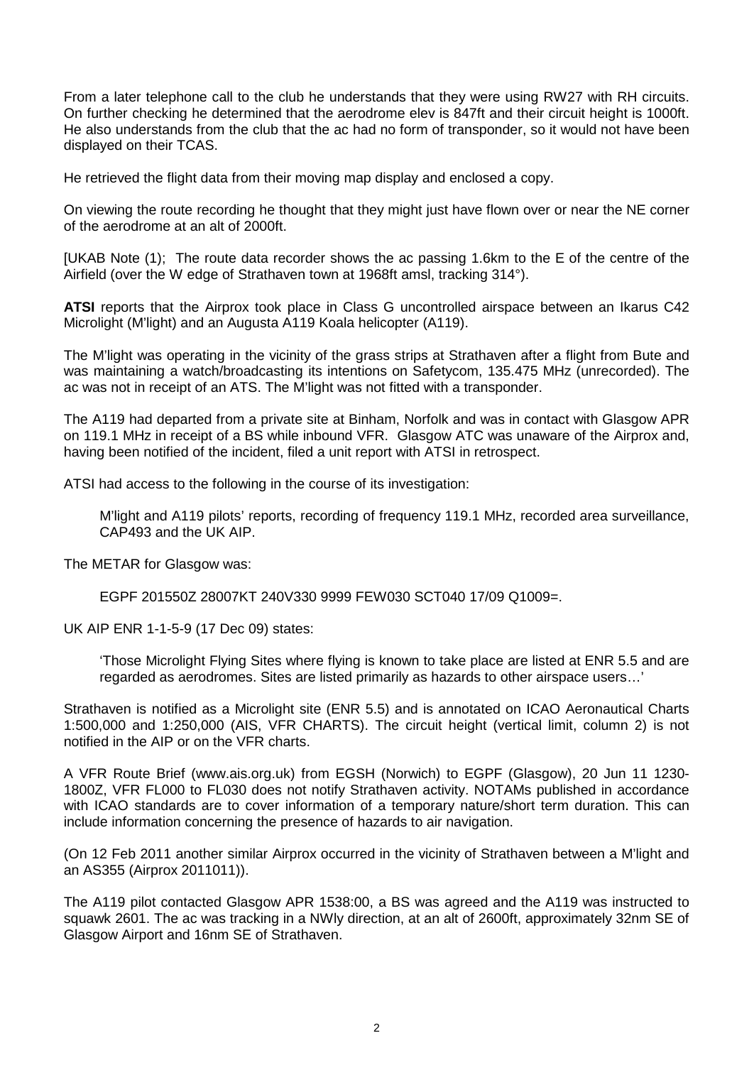From a later telephone call to the club he understands that they were using RW27 with RH circuits. On further checking he determined that the aerodrome elev is 847ft and their circuit height is 1000ft. He also understands from the club that the ac had no form of transponder, so it would not have been displayed on their TCAS.

He retrieved the flight data from their moving map display and enclosed a copy.

On viewing the route recording he thought that they might just have flown over or near the NE corner of the aerodrome at an alt of 2000ft.

[UKAB Note (1); The route data recorder shows the ac passing 1.6km to the E of the centre of the Airfield (over the W edge of Strathaven town at 1968ft amsl, tracking 314°).

**ATSI** reports that the Airprox took place in Class G uncontrolled airspace between an Ikarus C42 Microlight (M'light) and an Augusta A119 Koala helicopter (A119).

The M'light was operating in the vicinity of the grass strips at Strathaven after a flight from Bute and was maintaining a watch/broadcasting its intentions on Safetycom, 135.475 MHz (unrecorded). The ac was not in receipt of an ATS. The M'light was not fitted with a transponder.

The A119 had departed from a private site at Binham, Norfolk and was in contact with Glasgow APR on 119.1 MHz in receipt of a BS while inbound VFR. Glasgow ATC was unaware of the Airprox and, having been notified of the incident, filed a unit report with ATSI in retrospect.

ATSI had access to the following in the course of its investigation:

> M'light and A119 pilots' reports, recording of frequency 119.1 MHz, recorded area surveillance, CAP493 and the UK AIP.

The METAR for Glasgow was:

> EGPF 201550Z 28007KT 240V330 9999 FEW030 SCT040 17/09 Q1009=.

UK AIP ENR 1-1-5-9 (17 Dec 09) states:

> 'Those Microlight Flying Sites where flying is known to take place are listed at ENR 5.5 and are regarded as aerodromes. Sites are listed primarily as hazards to other airspace users…'

Strathaven is notified as a Microlight site (ENR 5.5) and is annotated on ICAO Aeronautical Charts 1:500,000 and 1:250,000 (AIS, VFR CHARTS). The circuit height (vertical limit, column 2) is not notified in the AIP or on the VFR charts.

A VFR Route Brief (www.ais.org.uk) from EGSH (Norwich) to EGPF (Glasgow), 20 Jun 11 1230-1800Z, VFR FL000 to FL030 does not notify Strathaven activity. NOTAMs published in accordance with ICAO standards are to cover information of a temporary nature/short term duration. This can include information concerning the presence of hazards to air navigation.

(On 12 Feb 2011 another similar Airprox occurred in the vicinity of Strathaven between a M'light and an AS355 (Airprox 2011011)).

The A119 pilot contacted Glasgow APR 1538:00, a BS was agreed and the A119 was instructed to squawk 2601. The ac was tracking in a NWly direction, at an alt of 2600ft, approximately 32nm SE of Glasgow Airport and 16nm SE of Strathaven.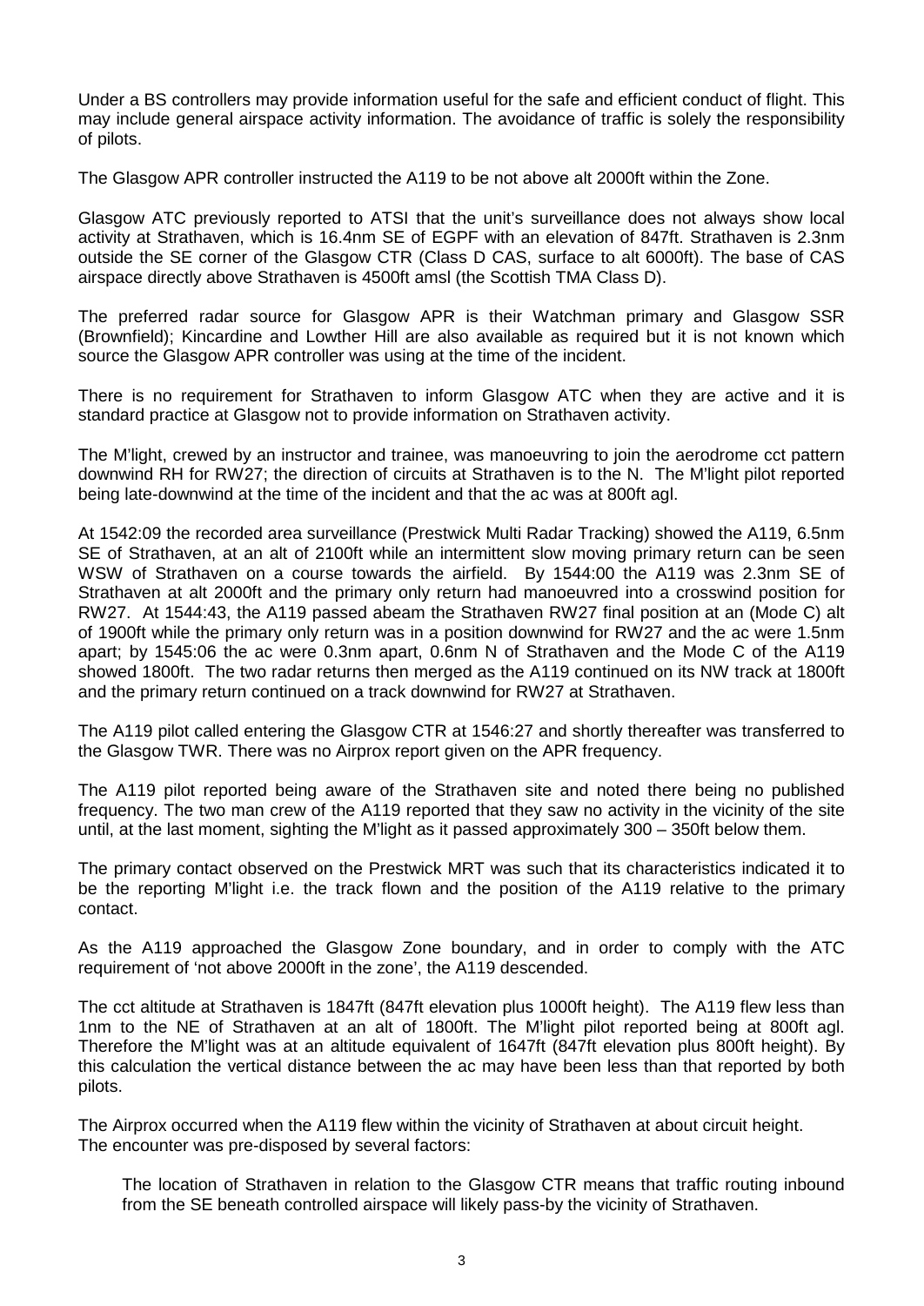Under a BS controllers may provide information useful for the safe and efficient conduct of flight. This may include general airspace activity information. The avoidance of traffic is solely the responsibility of pilots.

The Glasgow APR controller instructed the A119 to be not above alt 2000ft within the Zone.

Glasgow ATC previously reported to ATSI that the unit's surveillance does not always show local activity at Strathaven, which is 16.4nm SE of EGPF with an elevation of 847ft. Strathaven is 2.3nm outside the SE corner of the Glasgow CTR (Class D CAS, surface to alt 6000ft). The base of CAS airspace directly above Strathaven is 4500ft amsl (the Scottish TMA Class D).

The preferred radar source for Glasgow APR is their Watchman primary and Glasgow SSR (Brownfield); Kincardine and Lowther Hill are also available as required but it is not known which source the Glasgow APR controller was using at the time of the incident.

There is no requirement for Strathaven to inform Glasgow ATC when they are active and it is standard practice at Glasgow not to provide information on Strathaven activity.

The M'light, crewed by an instructor and trainee, was manoeuvring to join the aerodrome cct pattern downwind RH for RW27; the direction of circuits at Strathaven is to the N. The M'light pilot reported being late-downwind at the time of the incident and that the ac was at 800ft agl.

At 1542:09 the recorded area surveillance (Prestwick Multi Radar Tracking) showed the A119, 6.5nm SE of Strathaven, at an alt of 2100ft while an intermittent slow moving primary return can be seen WSW of Strathaven on a course towards the airfield. By 1544:00 the A119 was 2.3nm SE of Strathaven at alt 2000ft and the primary only return had manoeuvred into a crosswind position for RW27. At 1544:43, the A119 passed abeam the Strathaven RW27 final position at an (Mode C) alt of 1900ft while the primary only return was in a position downwind for RW27 and the ac were 1.5nm apart; by 1545:06 the ac were 0.3nm apart, 0.6nm N of Strathaven and the Mode C of the A119 showed 1800ft. The two radar returns then merged as the A119 continued on its NW track at 1800ft and the primary return continued on a track downwind for RW27 at Strathaven.

The A119 pilot called entering the Glasgow CTR at 1546:27 and shortly thereafter was transferred to the Glasgow TWR. There was no Airprox report given on the APR frequency.

The A119 pilot reported being aware of the Strathaven site and noted there being no published frequency. The two man crew of the A119 reported that they saw no activity in the vicinity of the site until, at the last moment, sighting the M'light as it passed approximately 300 – 350ft below them.

The primary contact observed on the Prestwick MRT was such that its characteristics indicated it to be the reporting M'light i.e. the track flown and the position of the A119 relative to the primary contact.

As the A119 approached the Glasgow Zone boundary, and in order to comply with the ATC requirement of 'not above 2000ft in the zone', the A119 descended.

The cct altitude at Strathaven is 1847ft (847ft elevation plus 1000ft height). The A119 flew less than 1nm to the NE of Strathaven at an alt of 1800ft. The M'light pilot reported being at 800ft agl. Therefore the M'light was at an altitude equivalent of 1647ft (847ft elevation plus 800ft height). By this calculation the vertical distance between the ac may have been less than that reported by both pilots.

The Airprox occurred when the A119 flew within the vicinity of Strathaven at about circuit height. The encounter was pre-disposed by several factors:

> The location of Strathaven in relation to the Glasgow CTR means that traffic routing inbound from the SE beneath controlled airspace will likely pass-by the vicinity of Strathaven.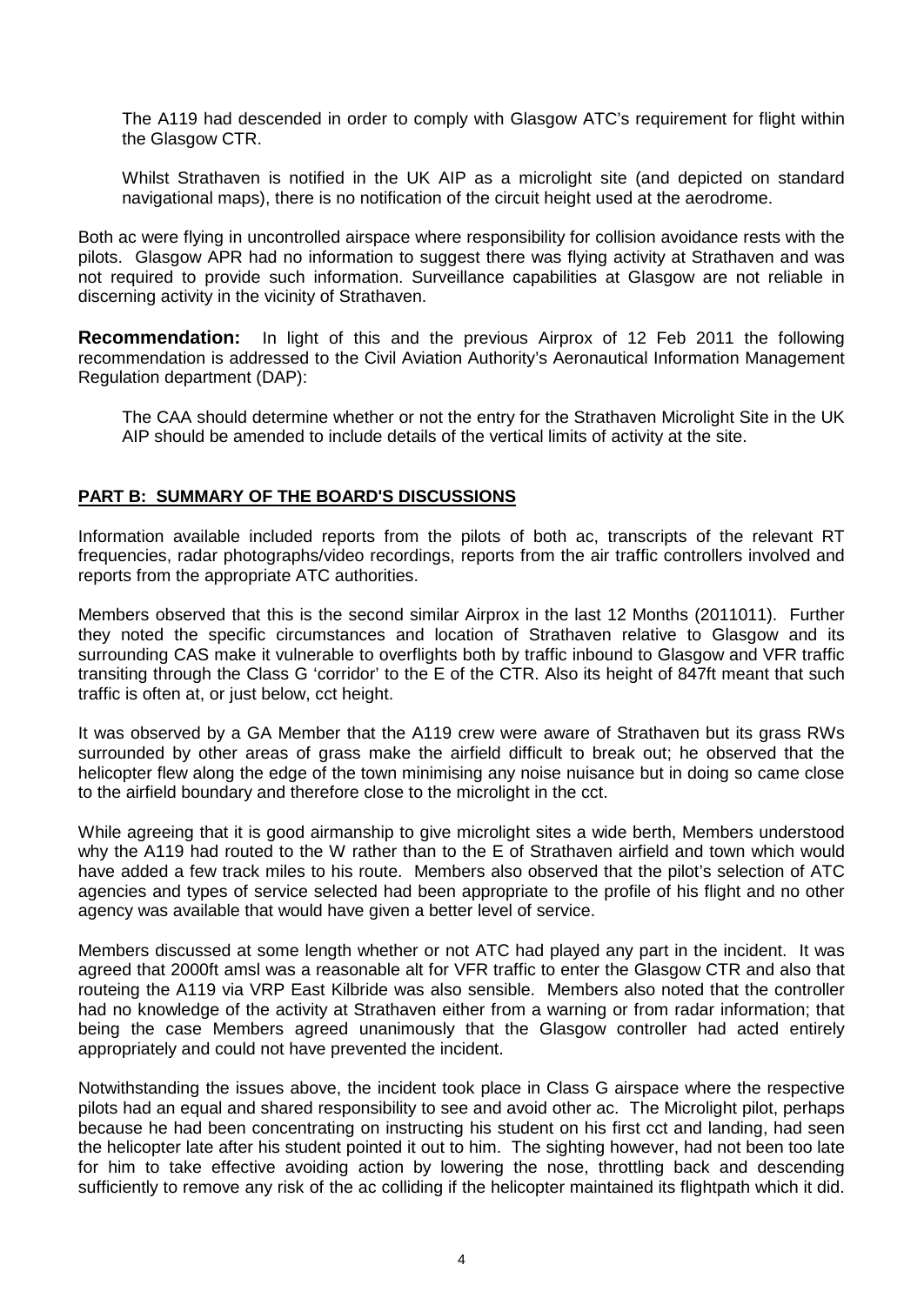The A119 had descended in order to comply with Glasgow ATC's requirement for flight within the Glasgow CTR.

Whilst Strathaven is notified in the UK AIP as a microlight site (and depicted on standard navigational maps), there is no notification of the circuit height used at the aerodrome.

Both ac were flying in uncontrolled airspace where responsibility for collision avoidance rests with the pilots. Glasgow APR had no information to suggest there was flying activity at Strathaven and was not required to provide such information. Surveillance capabilities at Glasgow are not reliable in discerning activity in the vicinity of Strathaven.

**Recommendation:** In light of this and the previous Airprox of 12 Feb 2011 the following recommendation is addressed to the Civil Aviation Authority's Aeronautical Information Management Regulation department (DAP):

The CAA should determine whether or not the entry for the Strathaven Microlight Site in the UK AIP should be amended to include details of the vertical limits of activity at the site.

## PART B: SUMMARY OF THE BOARD'S DISCUSSIONS

Information available included reports from the pilots of both ac, transcripts of the relevant RT frequencies, radar photographs/video recordings, reports from the air traffic controllers involved and reports from the appropriate ATC authorities.

Members observed that this is the second similar Airprox in the last 12 Months (2011011). Further they noted the specific circumstances and location of Strathaven relative to Glasgow and its surrounding CAS make it vulnerable to overflights both by traffic inbound to Glasgow and VFR traffic transiting through the Class G 'corridor' to the E of the CTR. Also its height of 847ft meant that such traffic is often at, or just below, cct height.

It was observed by a GA Member that the A119 crew were aware of Strathaven but its grass RWs surrounded by other areas of grass make the airfield difficult to break out; he observed that the helicopter flew along the edge of the town minimising any noise nuisance but in doing so came close to the airfield boundary and therefore close to the microlight in the cct.

While agreeing that it is good airmanship to give microlight sites a wide berth, Members understood why the A119 had routed to the W rather than to the E of Strathaven airfield and town which would have added a few track miles to his route. Members also observed that the pilot's selection of ATC agencies and types of service selected had been appropriate to the profile of his flight and no other agency was available that would have given a better level of service.

Members discussed at some length whether or not ATC had played any part in the incident. It was agreed that 2000ft amsl was a reasonable alt for VFR traffic to enter the Glasgow CTR and also that routeing the A119 via VRP East Kilbride was also sensible. Members also noted that the controller had no knowledge of the activity at Strathaven either from a warning or from radar information; that being the case Members agreed unanimously that the Glasgow controller had acted entirely appropriately and could not have prevented the incident.

Notwithstanding the issues above, the incident took place in Class G airspace where the respective pilots had an equal and shared responsibility to see and avoid other ac. The Microlight pilot, perhaps because he had been concentrating on instructing his student on his first cct and landing, had seen the helicopter late after his student pointed it out to him. The sighting however, had not been too late for him to take effective avoiding action by lowering the nose, throttling back and descending sufficiently to remove any risk of the ac colliding if the helicopter maintained its flightpath which it did.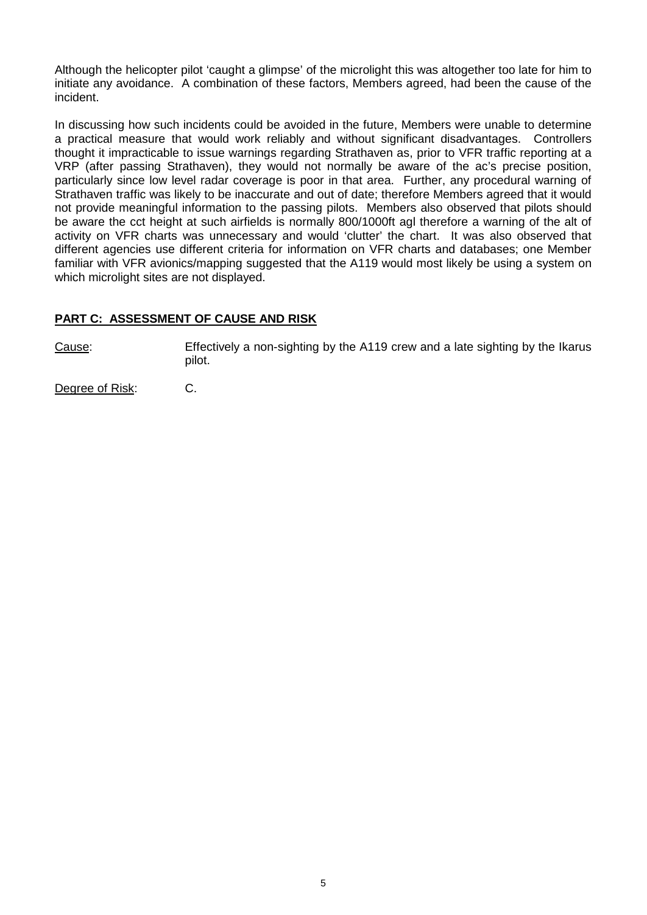Although the helicopter pilot 'caught a glimpse' of the microlight this was altogether too late for him to initiate any avoidance. A combination of these factors, Members agreed, had been the cause of the incident.

In discussing how such incidents could be avoided in the future, Members were unable to determine a practical measure that would work reliably and without significant disadvantages. Controllers thought it impracticable to issue warnings regarding Strathaven as, prior to VFR traffic reporting at a VRP (after passing Strathaven), they would not normally be aware of the ac's precise position, particularly since low level radar coverage is poor in that area. Further, any procedural warning of Strathaven traffic was likely to be inaccurate and out of date; therefore Members agreed that it would not provide meaningful information to the passing pilots. Members also observed that pilots should be aware the cct height at such airfields is normally 800/1000ft agl therefore a warning of the alt of activity on VFR charts was unnecessary and would 'clutter' the chart. It was also observed that different agencies use different criteria for information on VFR charts and databases; one Member familiar with VFR avionics/mapping suggested that the A119 would most likely be using a system on which microlight sites are not displayed.

## PART C: ASSESSMENT OF CAUSE AND RISK

Cause: Effectively a non-sighting by the A119 crew and a late sighting by the Ikarus pilot.

Degree of Risk: C.